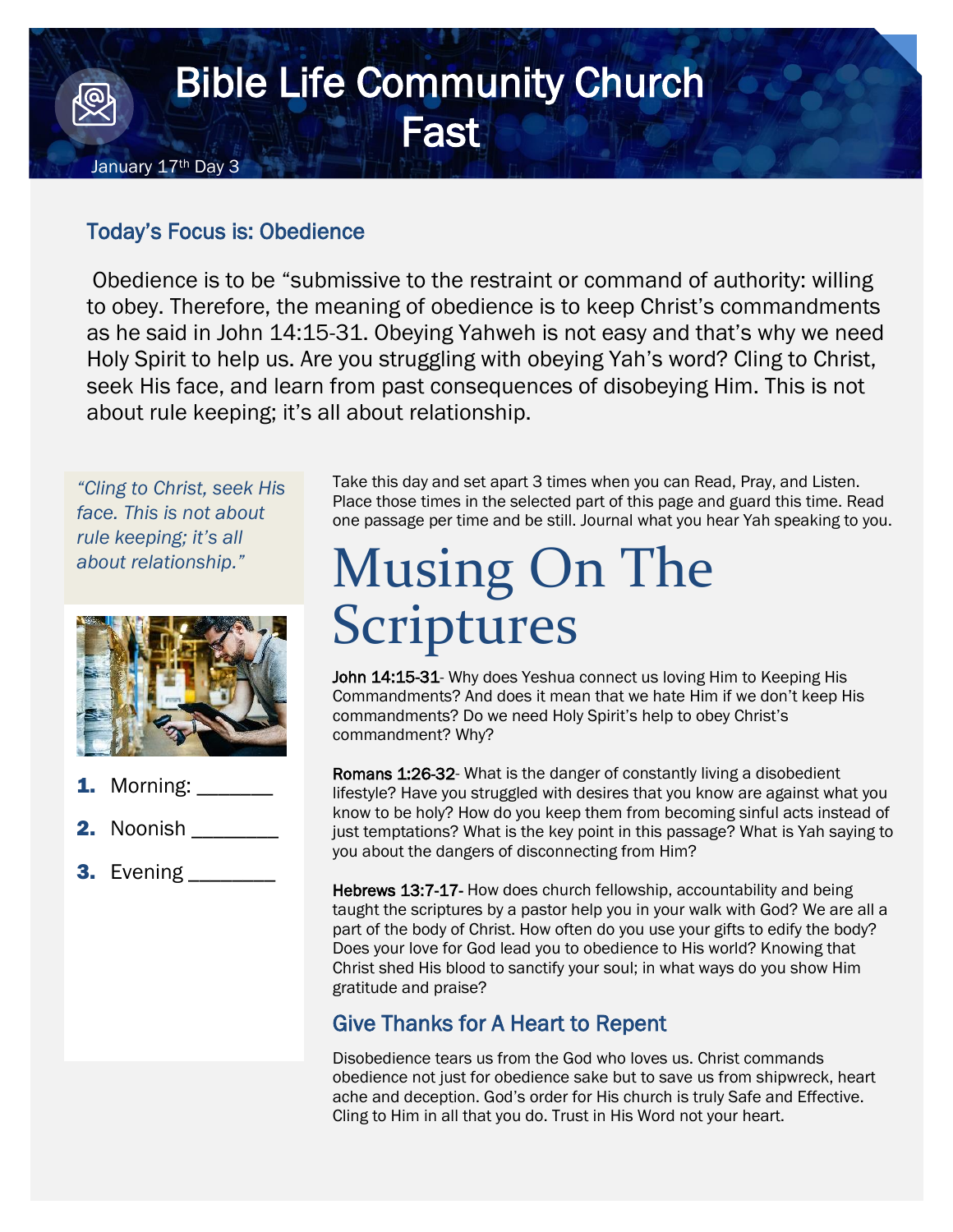# Bible Life Community Church Fast

January 17th Day 3

## Today's Focus is: Obedience

Obedience is to be "submissive to the restraint or command of authority: willing to obey. Therefore, the meaning of obedience is to keep Christ's commandments as he said in John 14:15-31. Obeying Yahweh is not easy and that's why we need Holy Spirit to help us. Are you struggling with obeying Yah's word? Cling to Christ, seek His face, and learn from past consequences of disobeying Him. This is not about rule keeping; it's all about relationship.

*"Cling to Christ, seek His face. This is not about rule keeping; it's all about relationship."*

1. Morning: _______
2. Noonish ________
3. Evening ________

Take this day and set apart 3 times when you can Read, Pray, and Listen. Place those times in the selected part of this page and guard this time. Read one passage per time and be still. Journal what you hear Yah speaking to you.

# Musing On The Scriptures

**John 14:15-31**- Why does Yeshua connect us loving Him to Keeping His Commandments? And does it mean that we hate Him if we don't keep His commandments? Do we need Holy Spirit's help to obey Christ's commandment? Why?

**Romans 1:26-32**- What is the danger of constantly living a disobedient lifestyle? Have you struggled with desires that you know are against what you know to be holy? How do you keep them from becoming sinful acts instead of just temptations? What is the key point in this passage? What is Yah saying to you about the dangers of disconnecting from Him?

**Hebrews 13:7-17-** How does church fellowship, accountability and being taught the scriptures by a pastor help you in your walk with God? We are all a part of the body of Christ. How often do you use your gifts to edify the body? Does your love for God lead you to obedience to His world? Knowing that Christ shed His blood to sanctify your soul; in what ways do you show Him gratitude and praise?

## Give Thanks for A Heart to Repent

Disobedience tears us from the God who loves us. Christ commands obedience not just for obedience sake but to save us from shipwreck, heart ache and deception. God's order for His church is truly Safe and Effective. Cling to Him in all that you do. Trust in His Word not your heart.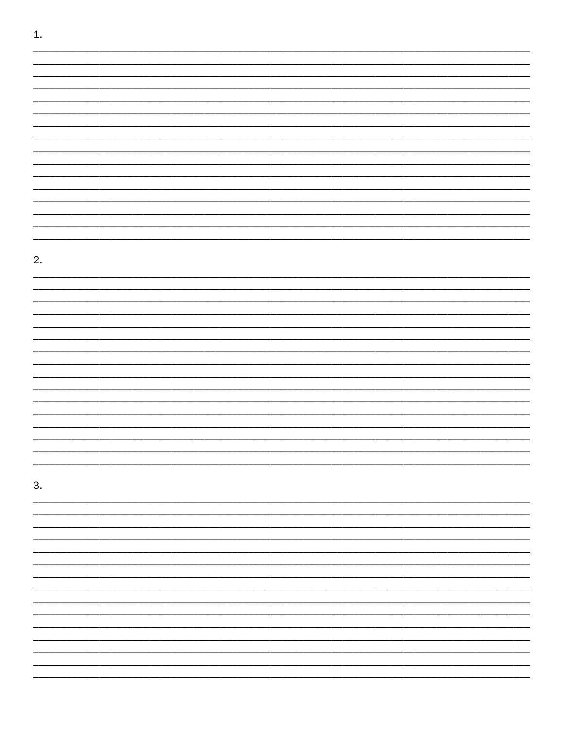1.

2.

3.